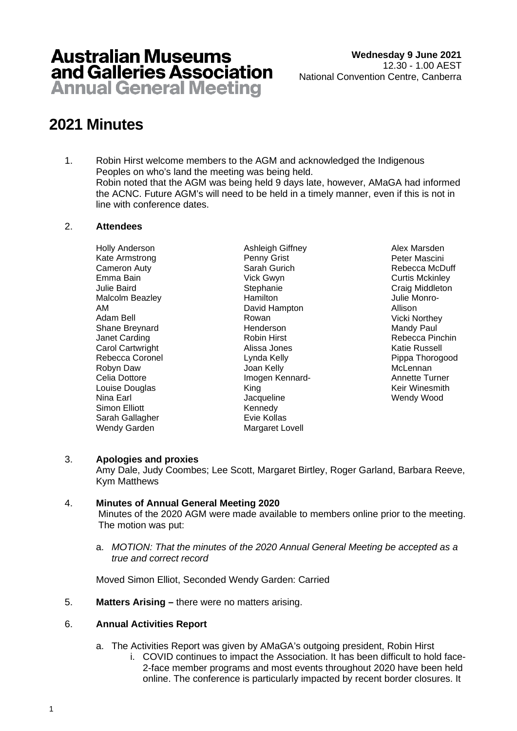# Australian Museums and Galleries Association Annual General Meeting

**Wednesday 9 June 2021**
12.30 - 1.00 AEST
National Convention Centre, Canberra

# 2021 Minutes

1. Robin Hirst welcome members to the AGM and acknowledged the Indigenous Peoples on who's land the meeting was being held.
   Robin noted that the AGM was being held 9 days late, however, AMaGA had informed the ACNC. Future AGM's will need to be held in a timely manner, even if this is not in line with conference dates.

2. **Attendees**

   Holly Anderson
   Kate Armstrong
   Cameron Auty
   Emma Bain
   Julie Baird
   Malcolm Beazley AM
   Adam Bell
   Shane Breynard
   Janet Carding
   Carol Cartwright
   Rebecca Coronel
   Robyn Daw
   Celia Dottore
   Louise Douglas
   Nina Earl
   Simon Elliott
   Sarah Gallagher
   Wendy Garden
   Ashleigh Giffney
   Penny Grist
   Sarah Gurich
   Vick Gwyn
   Stephanie Hamilton
   David Hampton
   Rowan Henderson
   Robin Hirst
   Alissa Jones
   Lynda Kelly
   Joan Kelly
   Imogen Kennard-King
   Jacqueline Kennedy
   Evie Kollas
   Margaret Lovell
   Alex Marsden
   Peter Mascini
   Rebecca McDuff
   Curtis Mckinley
   Craig Middleton
   Julie Monro-Allison
   Vicki Northey
   Mandy Paul
   Rebecca Pinchin
   Katie Russell
   Pippa Thorogood McLennan
   Annette Turner
   Keir Winesmith
   Wendy Wood

3. **Apologies and proxies**
   Amy Dale, Judy Coombes; Lee Scott, Margaret Birtley, Roger Garland, Barbara Reeve, Kym Matthews

4. **Minutes of Annual General Meeting 2020**
   Minutes of the 2020 AGM were made available to members online prior to the meeting. The motion was put:

   a. *MOTION: That the minutes of the 2020 Annual General Meeting be accepted as a true and correct record*

   Moved Simon Elliot, Seconded Wendy Garden: Carried

5. **Matters Arising –** there were no matters arising.

6. **Annual Activities Report**

   a. The Activities Report was given by AMaGA's outgoing president, Robin Hirst
      i. COVID continues to impact the Association. It has been difficult to hold face-2-face member programs and most events throughout 2020 have been held online. The conference is particularly impacted by recent border closures. It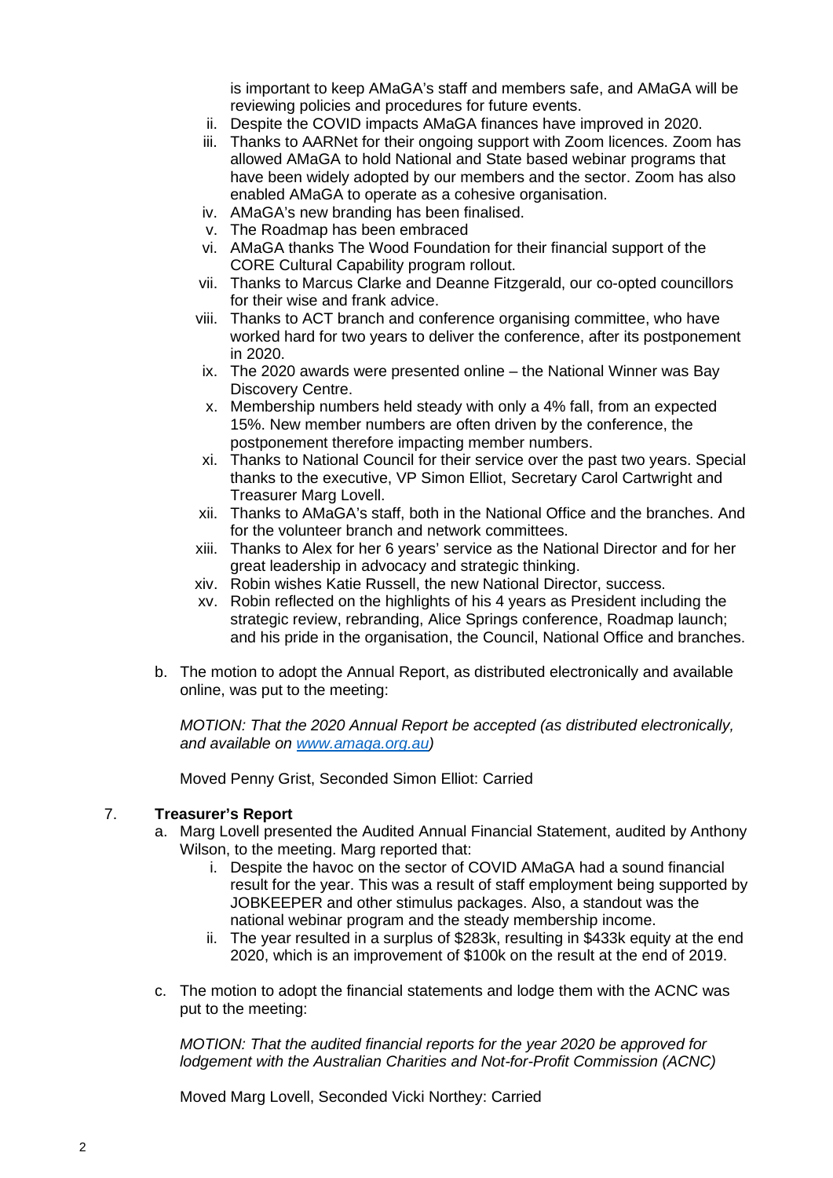is important to keep AMaGA's staff and members safe, and AMaGA will be reviewing policies and procedures for future events.

ii. Despite the COVID impacts AMaGA finances have improved in 2020.

iii. Thanks to AARNet for their ongoing support with Zoom licences. Zoom has allowed AMaGA to hold National and State based webinar programs that have been widely adopted by our members and the sector. Zoom has also enabled AMaGA to operate as a cohesive organisation.

iv. AMaGA's new branding has been finalised.

v. The Roadmap has been embraced

vi. AMaGA thanks The Wood Foundation for their financial support of the CORE Cultural Capability program rollout.

vii. Thanks to Marcus Clarke and Deanne Fitzgerald, our co-opted councillors for their wise and frank advice.

viii. Thanks to ACT branch and conference organising committee, who have worked hard for two years to deliver the conference, after its postponement in 2020.

ix. The 2020 awards were presented online – the National Winner was Bay Discovery Centre.

x. Membership numbers held steady with only a 4% fall, from an expected 15%. New member numbers are often driven by the conference, the postponement therefore impacting member numbers.

xi. Thanks to National Council for their service over the past two years. Special thanks to the executive, VP Simon Elliot, Secretary Carol Cartwright and Treasurer Marg Lovell.

xii. Thanks to AMaGA's staff, both in the National Office and the branches. And for the volunteer branch and network committees.

xiii. Thanks to Alex for her 6 years' service as the National Director and for her great leadership in advocacy and strategic thinking.

xiv. Robin wishes Katie Russell, the new National Director, success.

xv. Robin reflected on the highlights of his 4 years as President including the strategic review, rebranding, Alice Springs conference, Roadmap launch; and his pride in the organisation, the Council, National Office and branches.

b. The motion to adopt the Annual Report, as distributed electronically and available online, was put to the meeting:

*MOTION: That the 2020 Annual Report be accepted (as distributed electronically, and available on www.amaga.org.au)*

Moved Penny Grist, Seconded Simon Elliot: Carried

7. **Treasurer's Report**

a. Marg Lovell presented the Audited Annual Financial Statement, audited by Anthony Wilson, to the meeting. Marg reported that:

i. Despite the havoc on the sector of COVID AMaGA had a sound financial result for the year. This was a result of staff employment being supported by JOBKEEPER and other stimulus packages. Also, a standout was the national webinar program and the steady membership income.

ii. The year resulted in a surplus of $283k, resulting in $433k equity at the end 2020, which is an improvement of $100k on the result at the end of 2019.

c. The motion to adopt the financial statements and lodge them with the ACNC was put to the meeting:

*MOTION: That the audited financial reports for the year 2020 be approved for lodgement with the Australian Charities and Not-for-Profit Commission (ACNC)*

Moved Marg Lovell, Seconded Vicki Northey: Carried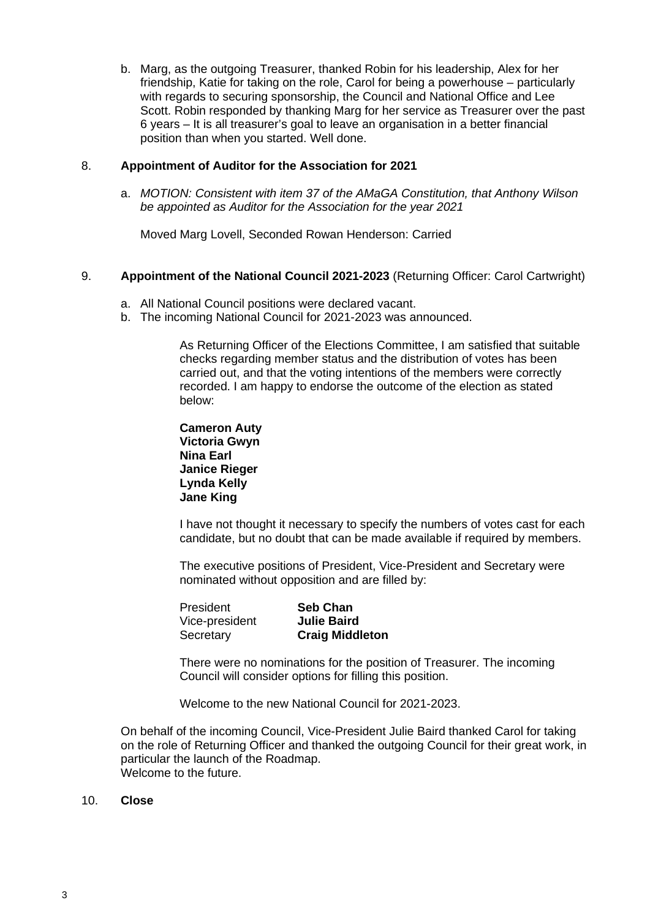b. Marg, as the outgoing Treasurer, thanked Robin for his leadership, Alex for her friendship, Katie for taking on the role, Carol for being a powerhouse – particularly with regards to securing sponsorship, the Council and National Office and Lee Scott. Robin responded by thanking Marg for her service as Treasurer over the past 6 years – It is all treasurer's goal to leave an organisation in a better financial position than when you started. Well done.

8. **Appointment of Auditor for the Association for 2021**

a. *MOTION: Consistent with item 37 of the AMaGA Constitution, that Anthony Wilson be appointed as Auditor for the Association for the year 2021*

Moved Marg Lovell, Seconded Rowan Henderson: Carried

9. **Appointment of the National Council 2021-2023** (Returning Officer: Carol Cartwright)

a. All National Council positions were declared vacant.
b. The incoming National Council for 2021-2023 was announced.

As Returning Officer of the Elections Committee, I am satisfied that suitable checks regarding member status and the distribution of votes has been carried out, and that the voting intentions of the members were correctly recorded. I am happy to endorse the outcome of the election as stated below:

**Cameron Auty**
**Victoria Gwyn**
**Nina Earl**
**Janice Rieger**
**Lynda Kelly**
**Jane King**

I have not thought it necessary to specify the numbers of votes cast for each candidate, but no doubt that can be made available if required by members.

The executive positions of President, Vice-President and Secretary were nominated without opposition and are filled by:

| | |
|---|---|
| President | **Seb Chan** |
| Vice-president | **Julie Baird** |
| Secretary | **Craig Middleton** |

There were no nominations for the position of Treasurer. The incoming Council will consider options for filling this position.

Welcome to the new National Council for 2021-2023.

On behalf of the incoming Council, Vice-President Julie Baird thanked Carol for taking on the role of Returning Officer and thanked the outgoing Council for their great work, in particular the launch of the Roadmap.
Welcome to the future.

10. **Close**